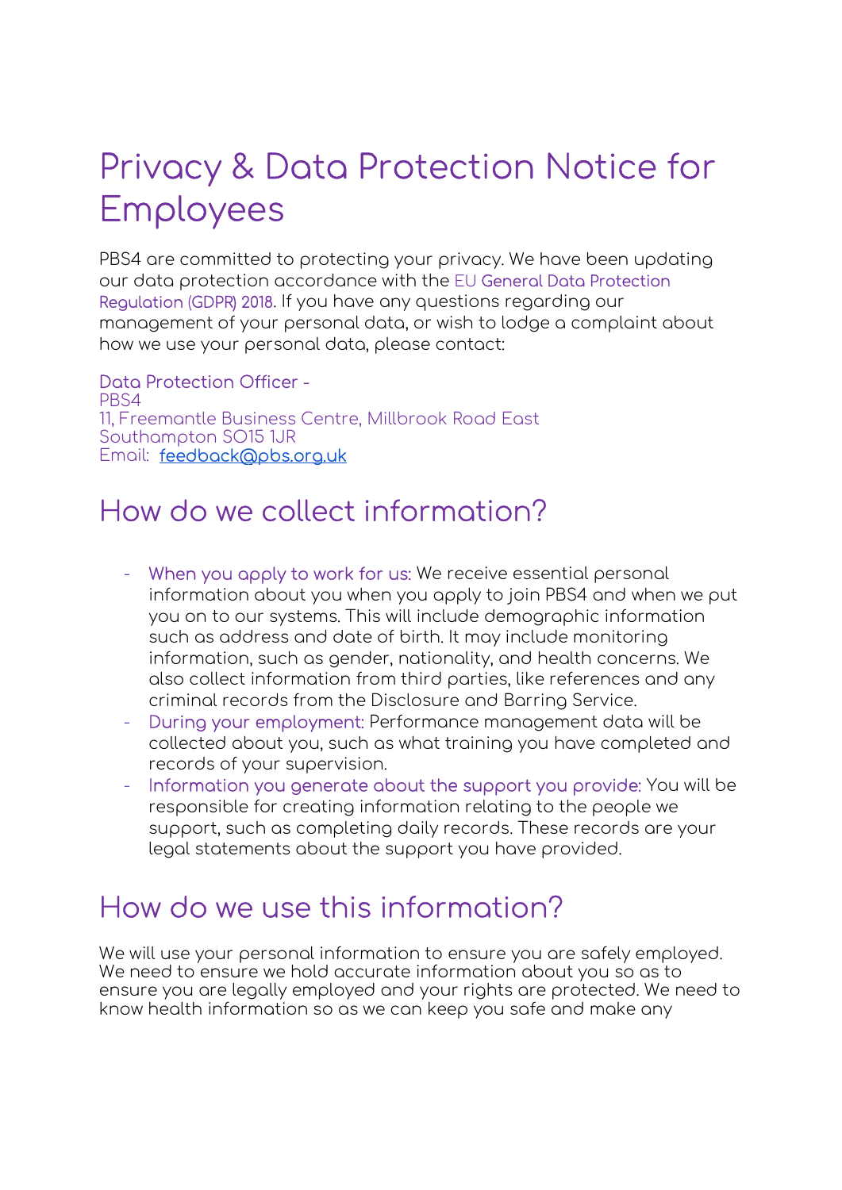# Privacy & Data Protection Notice for Employees

PBS4 are committed to protecting your privacy. We have been updating our data protection accordance with the EU General Data Protection Regulation (GDPR) 2018. If you have any questions regarding our management of your personal data, or wish to lodge a complaint about how we use your personal data, please contact:

Data Protection Officer -
PBS4
11, Freemantle Business Centre, Millbrook Road East
Southampton SO15 1JR
Email: feedback@pbs.org.uk

## How do we collect information?

- When you apply to work for us: We receive essential personal information about you when you apply to join PBS4 and when we put you on to our systems. This will include demographic information such as address and date of birth. It may include monitoring information, such as gender, nationality, and health concerns. We also collect information from third parties, like references and any criminal records from the Disclosure and Barring Service.
- During your employment: Performance management data will be collected about you, such as what training you have completed and records of your supervision.
- Information you generate about the support you provide: You will be responsible for creating information relating to the people we support, such as completing daily records. These records are your legal statements about the support you have provided.

## How do we use this information?

We will use your personal information to ensure you are safely employed. We need to ensure we hold accurate information about you so as to ensure you are legally employed and your rights are protected. We need to know health information so as we can keep you safe and make any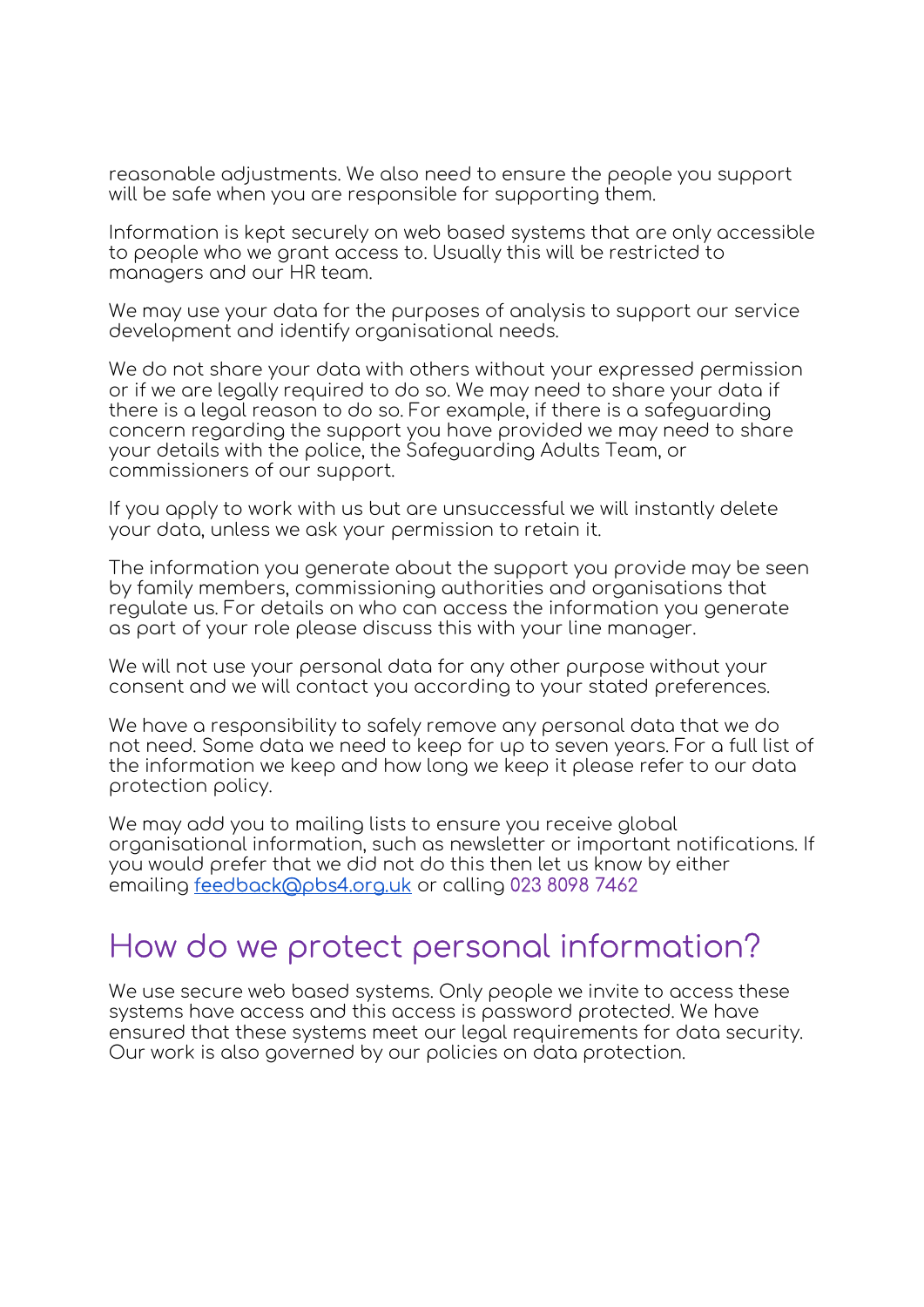reasonable adjustments. We also need to ensure the people you support will be safe when you are responsible for supporting them.

Information is kept securely on web based systems that are only accessible to people who we grant access to. Usually this will be restricted to managers and our HR team.

We may use your data for the purposes of analysis to support our service development and identify organisational needs.

We do not share your data with others without your expressed permission or if we are legally required to do so. We may need to share your data if there is a legal reason to do so. For example, if there is a safeguarding concern regarding the support you have provided we may need to share your details with the police, the Safeguarding Adults Team, or commissioners of our support.

If you apply to work with us but are unsuccessful we will instantly delete your data, unless we ask your permission to retain it.

The information you generate about the support you provide may be seen by family members, commissioning authorities and organisations that regulate us. For details on who can access the information you generate as part of your role please discuss this with your line manager.

We will not use your personal data for any other purpose without your consent and we will contact you according to your stated preferences.

We have a responsibility to safely remove any personal data that we do not need. Some data we need to keep for up to seven years. For a full list of the information we keep and how long we keep it please refer to our data protection policy.

We may add you to mailing lists to ensure you receive global organisational information, such as newsletter or important notifications. If you would prefer that we did not do this then let us know by either emailing feedback@pbs4.org.uk or calling 023 8098 7462

## How do we protect personal information?

We use secure web based systems. Only people we invite to access these systems have access and this access is password protected. We have ensured that these systems meet our legal requirements for data security. Our work is also governed by our policies on data protection.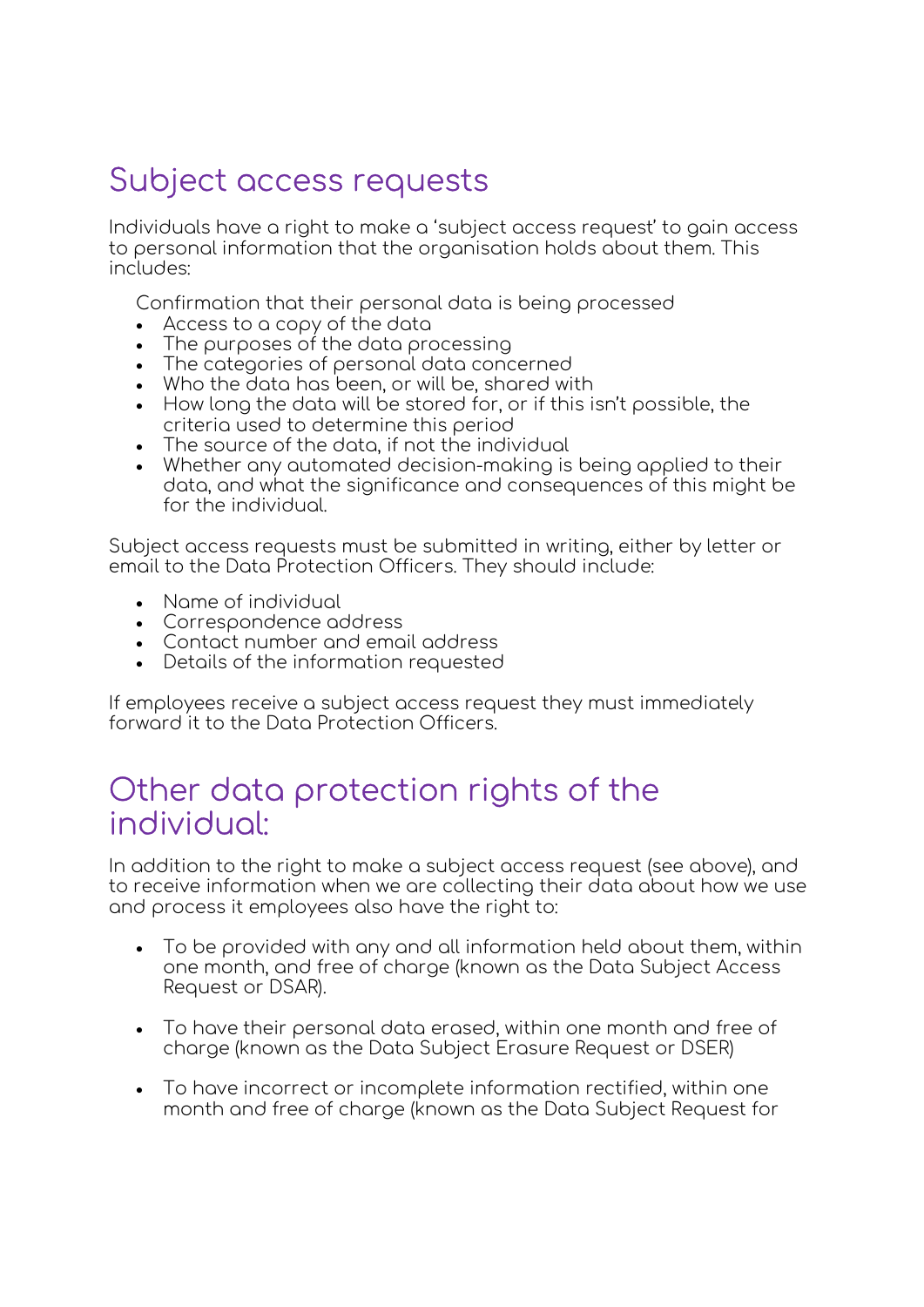## Subject access requests

Individuals have a right to make a 'subject access request' to gain access to personal information that the organisation holds about them. This includes:

Confirmation that their personal data is being processed

- Access to a copy of the data
- The purposes of the data processing
- The categories of personal data concerned
- Who the data has been, or will be, shared with
- How long the data will be stored for, or if this isn't possible, the criteria used to determine this period
- The source of the data, if not the individual
- Whether any automated decision-making is being applied to their data, and what the significance and consequences of this might be for the individual.

Subject access requests must be submitted in writing, either by letter or email to the Data Protection Officers. They should include:

- Name of individual
- Correspondence address
- Contact number and email address
- Details of the information requested

If employees receive a subject access request they must immediately forward it to the Data Protection Officers.

## Other data protection rights of the individual:

In addition to the right to make a subject access request (see above), and to receive information when we are collecting their data about how we use and process it employees also have the right to:

- To be provided with any and all information held about them, within one month, and free of charge (known as the Data Subject Access Request or DSAR).

- To have their personal data erased, within one month and free of charge (known as the Data Subject Erasure Request or DSER)

- To have incorrect or incomplete information rectified, within one month and free of charge (known as the Data Subject Request for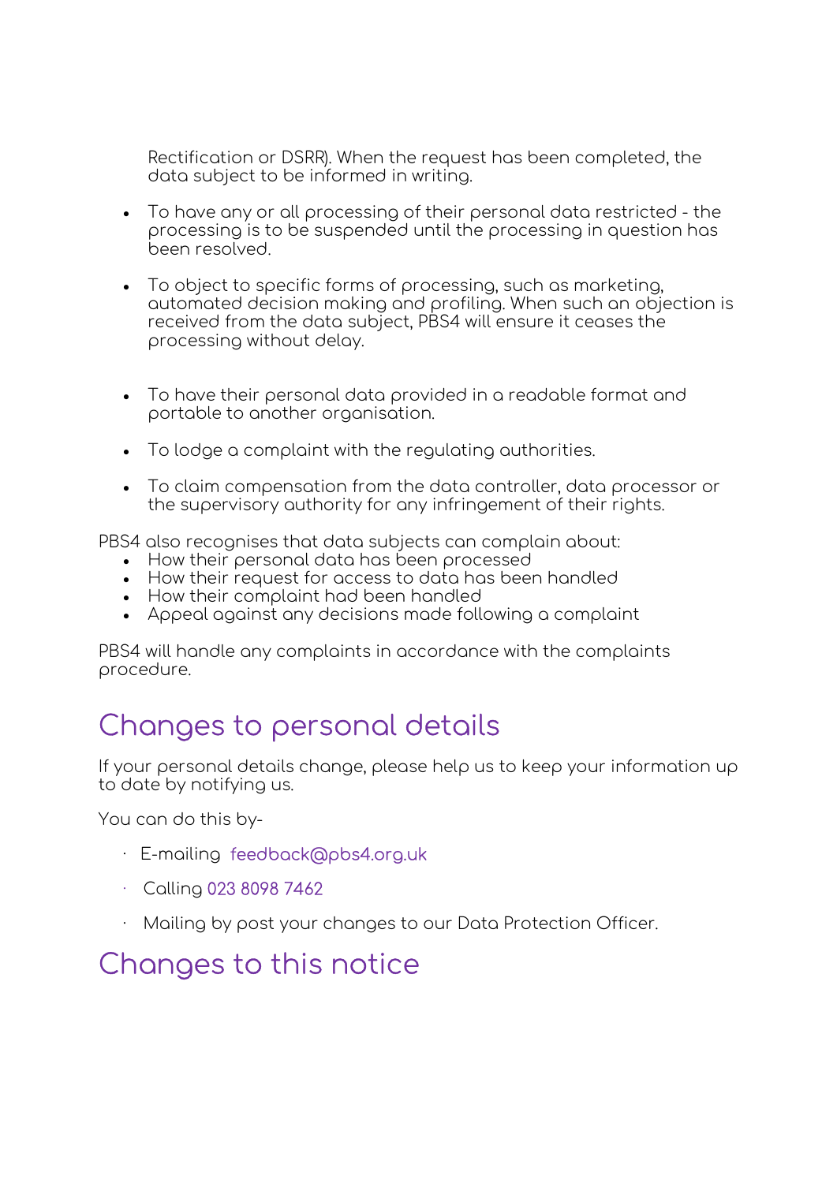Rectification or DSRR). When the request has been completed, the data subject to be informed in writing.

- To have any or all processing of their personal data restricted - the processing is to be suspended until the processing in question has been resolved.

- To object to specific forms of processing, such as marketing, automated decision making and profiling. When such an objection is received from the data subject, PBS4 will ensure it ceases the processing without delay.

- To have their personal data provided in a readable format and portable to another organisation.

- To lodge a complaint with the regulating authorities.

- To claim compensation from the data controller, data processor or the supervisory authority for any infringement of their rights.

PBS4 also recognises that data subjects can complain about:

- How their personal data has been processed
- How their request for access to data has been handled
- How their complaint had been handled
- Appeal against any decisions made following a complaint

PBS4 will handle any complaints in accordance with the complaints procedure.

## Changes to personal details

If your personal details change, please help us to keep your information up to date by notifying us.

You can do this by-

- E-mailing feedback@pbs4.org.uk
- Calling 023 8098 7462
- Mailing by post your changes to our Data Protection Officer.

## Changes to this notice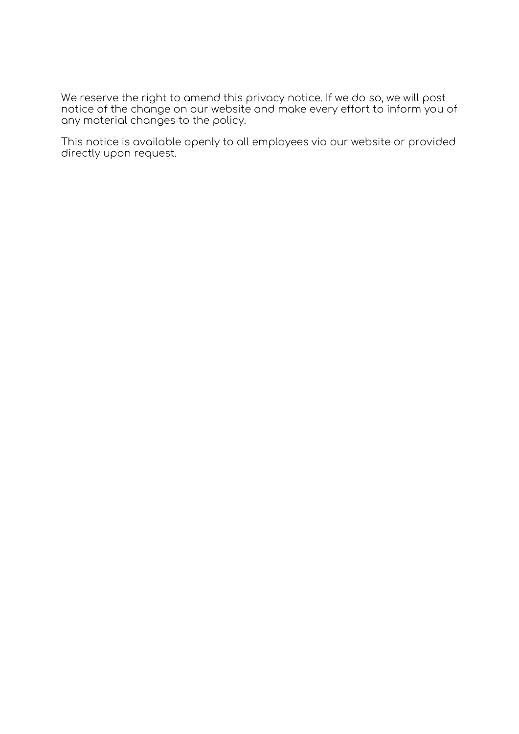We reserve the right to amend this privacy notice. If we do so, we will post notice of the change on our website and make every effort to inform you of any material changes to the policy.

This notice is available openly to all employees via our website or provided directly upon request.